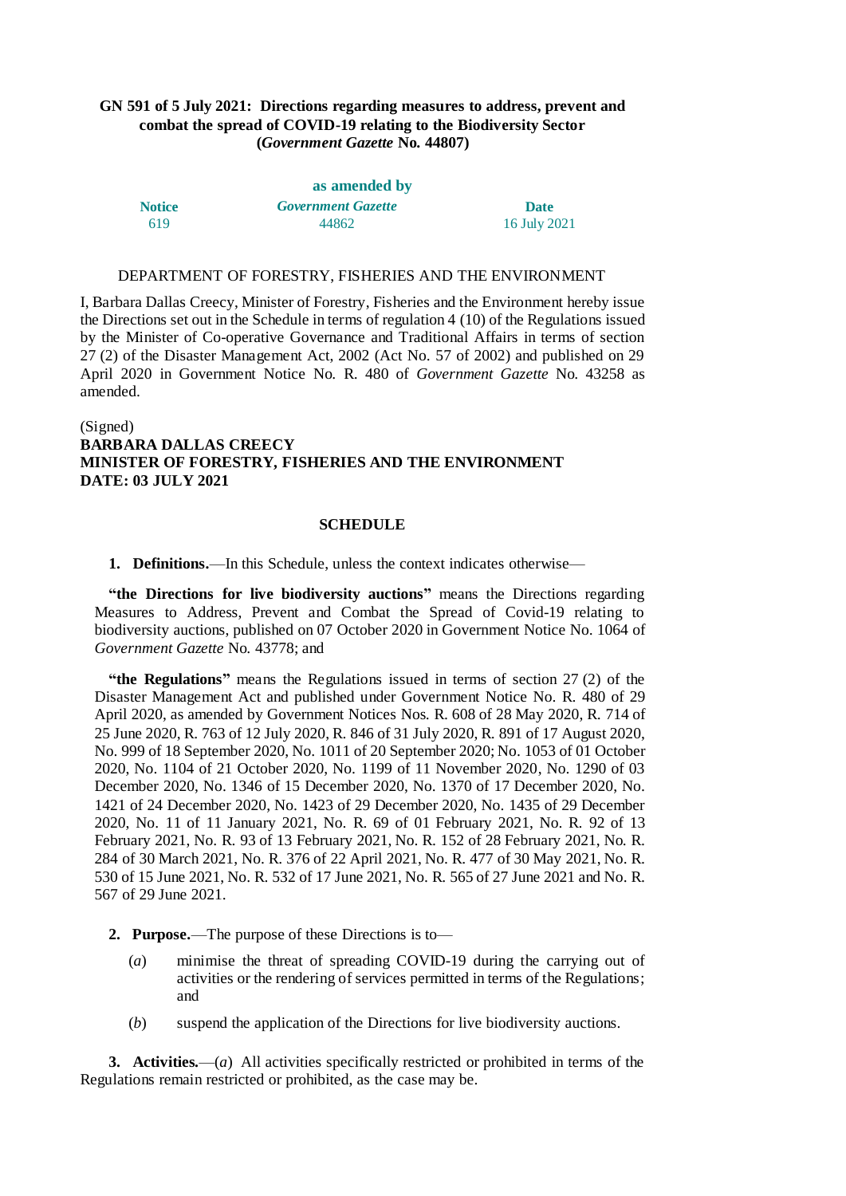**GN 591 of 5 July 2021: Directions regarding measures to address, prevent and combat the spread of COVID-19 relating to the Biodiversity Sector**
**(*Government Gazette* No. 44807)**

**as amended by**

| Notice | *Government Gazette* | Date |
| --- | --- | --- |
| 619 | 44862 | 16 July 2021 |

DEPARTMENT OF FORESTRY, FISHERIES AND THE ENVIRONMENT

I, Barbara Dallas Creecy, Minister of Forestry, Fisheries and the Environment hereby issue the Directions set out in the Schedule in terms of regulation 4 (10) of the Regulations issued by the Minister of Co-operative Governance and Traditional Affairs in terms of section 27 (2) of the Disaster Management Act, 2002 (Act No. 57 of 2002) and published on 29 April 2020 in Government Notice No. R. 480 of *Government Gazette* No. 43258 as amended.

(Signed)
**BARBARA DALLAS CREECY**
**MINISTER OF FORESTRY, FISHERIES AND THE ENVIRONMENT**
**DATE: 03 JULY 2021**

**SCHEDULE**

**1. Definitions.**—In this Schedule, unless the context indicates otherwise—

**"the Directions for live biodiversity auctions"** means the Directions regarding Measures to Address, Prevent and Combat the Spread of Covid-19 relating to biodiversity auctions, published on 07 October 2020 in Government Notice No. 1064 of *Government Gazette* No. 43778; and

**"the Regulations"** means the Regulations issued in terms of section 27 (2) of the Disaster Management Act and published under Government Notice No. R. 480 of 29 April 2020, as amended by Government Notices Nos. R. 608 of 28 May 2020, R. 714 of 25 June 2020, R. 763 of 12 July 2020, R. 846 of 31 July 2020, R. 891 of 17 August 2020, No. 999 of 18 September 2020, No. 1011 of 20 September 2020; No. 1053 of 01 October 2020, No. 1104 of 21 October 2020, No. 1199 of 11 November 2020, No. 1290 of 03 December 2020, No. 1346 of 15 December 2020, No. 1370 of 17 December 2020, No. 1421 of 24 December 2020, No. 1423 of 29 December 2020, No. 1435 of 29 December 2020, No. 11 of 11 January 2021, No. R. 69 of 01 February 2021, No. R. 92 of 13 February 2021, No. R. 93 of 13 February 2021, No. R. 152 of 28 February 2021, No. R. 284 of 30 March 2021, No. R. 376 of 22 April 2021, No. R. 477 of 30 May 2021, No. R. 530 of 15 June 2021, No. R. 532 of 17 June 2021, No. R. 565 of 27 June 2021 and No. R. 567 of 29 June 2021.

**2. Purpose.**—The purpose of these Directions is to—

(*a*) minimise the threat of spreading COVID-19 during the carrying out of activities or the rendering of services permitted in terms of the Regulations; and

(*b*) suspend the application of the Directions for live biodiversity auctions.

**3. Activities.**—(*a*) All activities specifically restricted or prohibited in terms of the Regulations remain restricted or prohibited, as the case may be.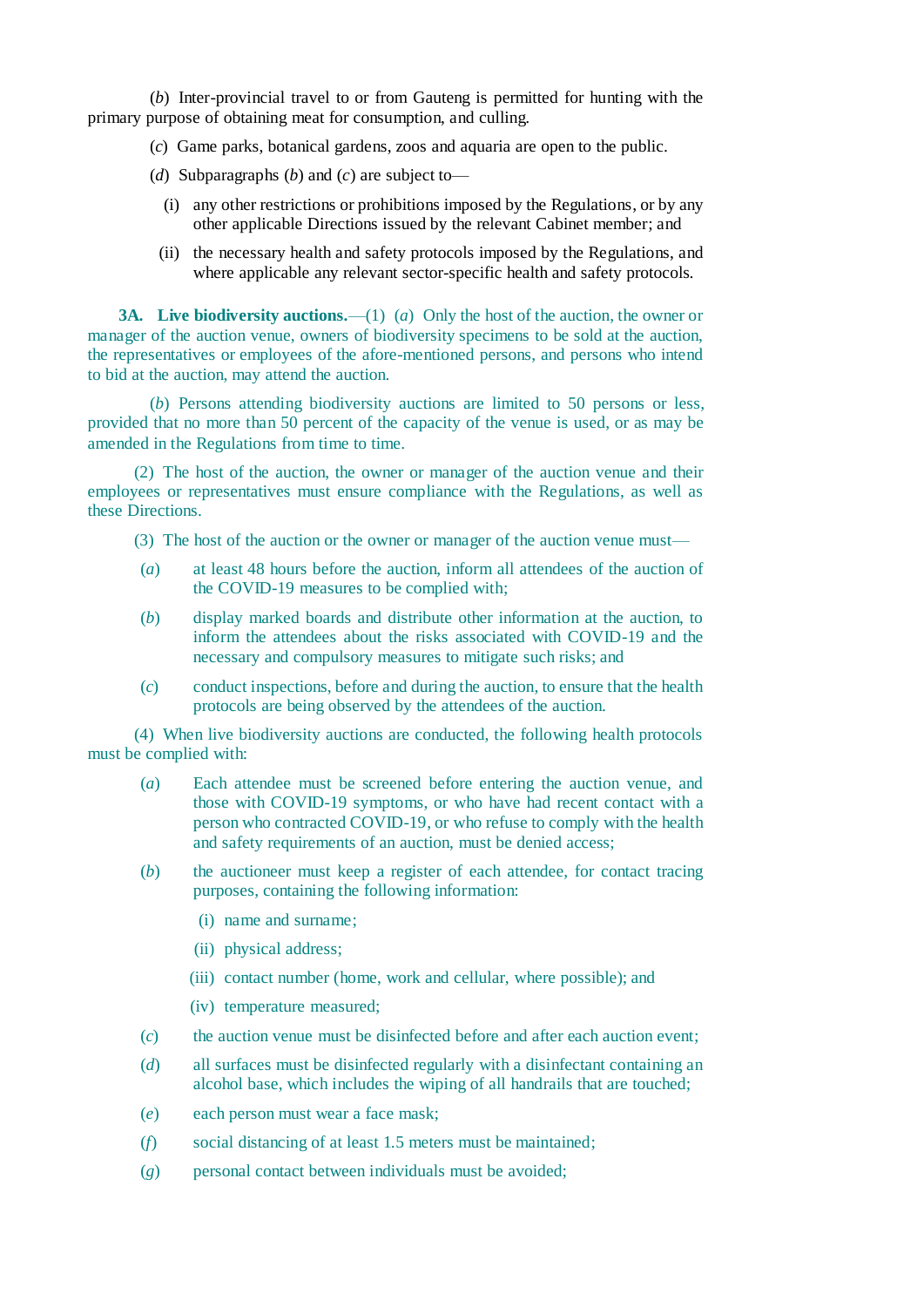(*b*) Inter-provincial travel to or from Gauteng is permitted for hunting with the primary purpose of obtaining meat for consumption, and culling.

(*c*) Game parks, botanical gardens, zoos and aquaria are open to the public.

(*d*) Subparagraphs (*b*) and (*c*) are subject to—

(i) any other restrictions or prohibitions imposed by the Regulations, or by any other applicable Directions issued by the relevant Cabinet member; and

(ii) the necessary health and safety protocols imposed by the Regulations, and where applicable any relevant sector-specific health and safety protocols.

**3A. Live biodiversity auctions.**—(1) (*a*) Only the host of the auction, the owner or manager of the auction venue, owners of biodiversity specimens to be sold at the auction, the representatives or employees of the afore-mentioned persons, and persons who intend to bid at the auction, may attend the auction.

(*b*) Persons attending biodiversity auctions are limited to 50 persons or less, provided that no more than 50 percent of the capacity of the venue is used, or as may be amended in the Regulations from time to time.

(2) The host of the auction, the owner or manager of the auction venue and their employees or representatives must ensure compliance with the Regulations, as well as these Directions.

(3) The host of the auction or the owner or manager of the auction venue must—

(*a*) at least 48 hours before the auction, inform all attendees of the auction of the COVID-19 measures to be complied with;

(*b*) display marked boards and distribute other information at the auction, to inform the attendees about the risks associated with COVID-19 and the necessary and compulsory measures to mitigate such risks; and

(*c*) conduct inspections, before and during the auction, to ensure that the health protocols are being observed by the attendees of the auction.

(4) When live biodiversity auctions are conducted, the following health protocols must be complied with:

(*a*) Each attendee must be screened before entering the auction venue, and those with COVID-19 symptoms, or who have had recent contact with a person who contracted COVID-19, or who refuse to comply with the health and safety requirements of an auction, must be denied access;

(*b*) the auctioneer must keep a register of each attendee, for contact tracing purposes, containing the following information:

(i) name and surname;

(ii) physical address;

(iii) contact number (home, work and cellular, where possible); and

(iv) temperature measured;

(*c*) the auction venue must be disinfected before and after each auction event;

(*d*) all surfaces must be disinfected regularly with a disinfectant containing an alcohol base, which includes the wiping of all handrails that are touched;

(*e*) each person must wear a face mask;

(*f*) social distancing of at least 1.5 meters must be maintained;

(*g*) personal contact between individuals must be avoided;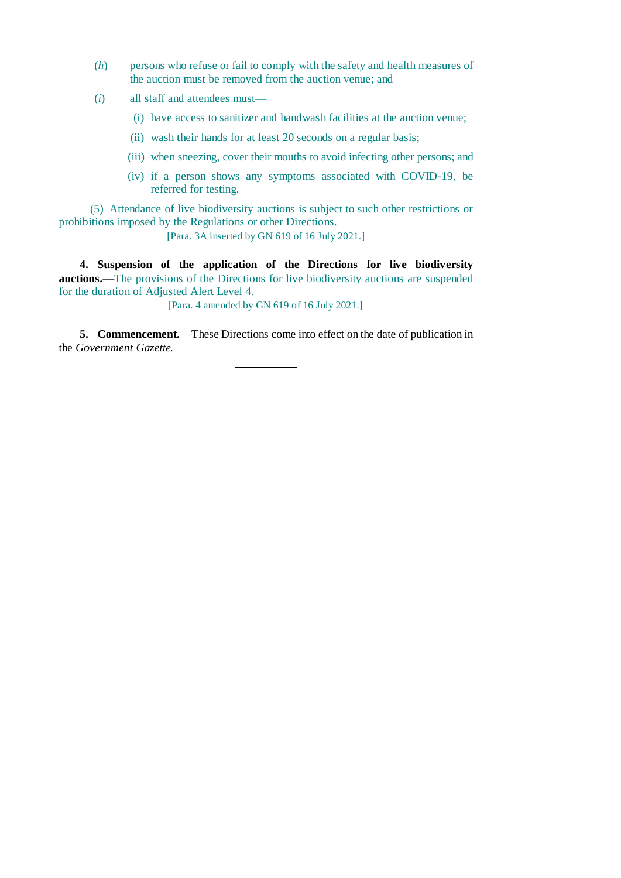(*h*) persons who refuse or fail to comply with the safety and health measures of the auction must be removed from the auction venue; and

(*i*) all staff and attendees must—

(i) have access to sanitizer and handwash facilities at the auction venue;

(ii) wash their hands for at least 20 seconds on a regular basis;

(iii) when sneezing, cover their mouths to avoid infecting other persons; and

(iv) if a person shows any symptoms associated with COVID-19, be referred for testing.

(5) Attendance of live biodiversity auctions is subject to such other restrictions or prohibitions imposed by the Regulations or other Directions.

[Para. 3A inserted by GN 619 of 16 July 2021.]

**4. Suspension of the application of the Directions for live biodiversity auctions.**—The provisions of the Directions for live biodiversity auctions are suspended for the duration of Adjusted Alert Level 4.

[Para. 4 amended by GN 619 of 16 July 2021.]

**5. Commencement.**—These Directions come into effect on the date of publication in the *Government Gazette*.

---